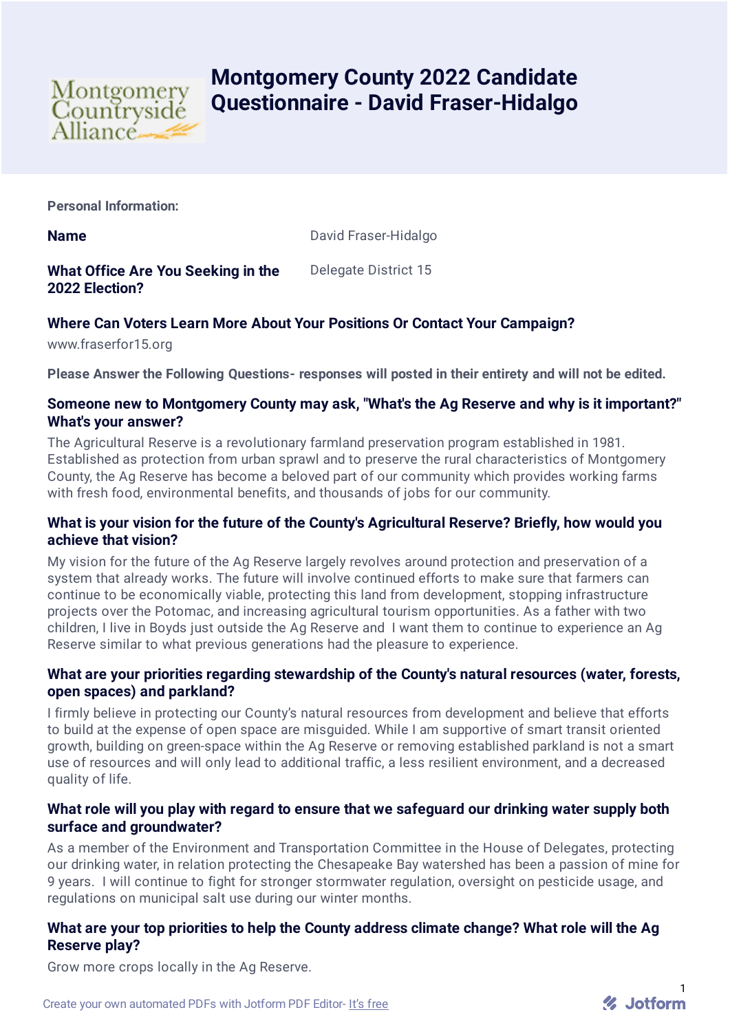# Montgomery County 2022 Candidate Questionnaire - David Fraser-Hidalgo

**Personal Information:**

**Name**: David Fraser-Hidalgo

**What Office Are You Seeking in the 2022 Election?**: Delegate District 15

**Where Can Voters Learn More About Your Positions Or Contact Your Campaign?**

www.fraserfor15.org

**Please Answer the Following Questions- responses will posted in their entirety and will not be edited.**

### Someone new to Montgomery County may ask, "What's the Ag Reserve and why is it important?" What's your answer?

The Agricultural Reserve is a revolutionary farmland preservation program established in 1981. Established as protection from urban sprawl and to preserve the rural characteristics of Montgomery County, the Ag Reserve has become a beloved part of our community which provides working farms with fresh food, environmental benefits, and thousands of jobs for our community.

### What is your vision for the future of the County's Agricultural Reserve? Briefly, how would you achieve that vision?

My vision for the future of the Ag Reserve largely revolves around protection and preservation of a system that already works. The future will involve continued efforts to make sure that farmers can continue to be economically viable, protecting this land from development, stopping infrastructure projects over the Potomac, and increasing agricultural tourism opportunities. As a father with two children, I live in Boyds just outside the Ag Reserve and I want them to continue to experience an Ag Reserve similar to what previous generations had the pleasure to experience.

### What are your priorities regarding stewardship of the County's natural resources (water, forests, open spaces) and parkland?

I firmly believe in protecting our County's natural resources from development and believe that efforts to build at the expense of open space are misguided. While I am supportive of smart transit oriented growth, building on green-space within the Ag Reserve or removing established parkland is not a smart use of resources and will only lead to additional traffic, a less resilient environment, and a decreased quality of life.

### What role will you play with regard to ensure that we safeguard our drinking water supply both surface and groundwater?

As a member of the Environment and Transportation Committee in the House of Delegates, protecting our drinking water, in relation protecting the Chesapeake Bay watershed has been a passion of mine for 9 years. I will continue to fight for stronger stormwater regulation, oversight on pesticide usage, and regulations on municipal salt use during our winter months.

### What are your top priorities to help the County address climate change? What role will the Ag Reserve play?

Grow more crops locally in the Ag Reserve.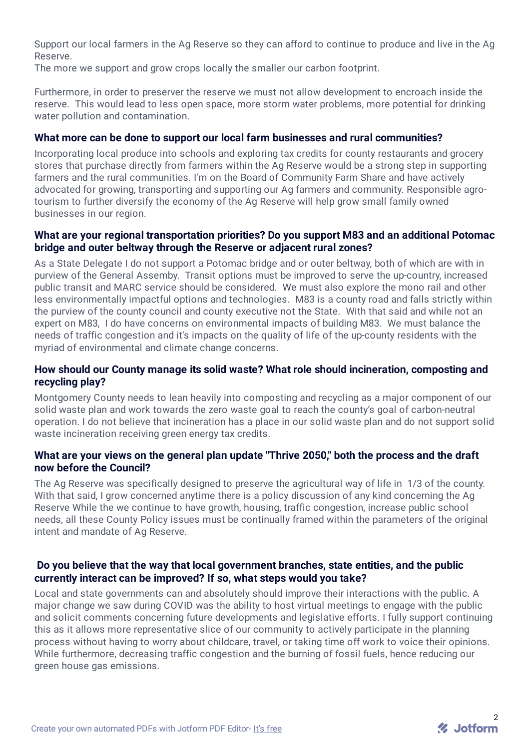Support our local farmers in the Ag Reserve so they can afford to continue to produce and live in the Ag Reserve.
The more we support and grow crops locally the smaller our carbon footprint.

Furthermore, in order to preserver the reserve we must not allow development to encroach inside the reserve. This would lead to less open space, more storm water problems, more potential for drinking water pollution and contamination.

### What more can be done to support our local farm businesses and rural communities?

Incorporating local produce into schools and exploring tax credits for county restaurants and grocery stores that purchase directly from farmers within the Ag Reserve would be a strong step in supporting farmers and the rural communities. I'm on the Board of Community Farm Share and have actively advocated for growing, transporting and supporting our Ag farmers and community. Responsible agro-tourism to further diversify the economy of the Ag Reserve will help grow small family owned businesses in our region.

### What are your regional transportation priorities? Do you support M83 and an additional Potomac bridge and outer beltway through the Reserve or adjacent rural zones?

As a State Delegate I do not support a Potomac bridge and or outer beltway, both of which are with in purview of the General Assemby. Transit options must be improved to serve the up-country, increased public transit and MARC service should be considered. We must also explore the mono rail and other less environmentally impactful options and technologies. M83 is a county road and falls strictly within the purview of the county council and county executive not the State. With that said and while not an expert on M83, I do have concerns on environmental impacts of building M83. We must balance the needs of traffic congestion and it's impacts on the quality of life of the up-county residents with the myriad of environmental and climate change concerns.

### How should our County manage its solid waste? What role should incineration, composting and recycling play?

Montgomery County needs to lean heavily into composting and recycling as a major component of our solid waste plan and work towards the zero waste goal to reach the county's goal of carbon-neutral operation. I do not believe that incineration has a place in our solid waste plan and do not support solid waste incineration receiving green energy tax credits.

### What are your views on the general plan update "Thrive 2050," both the process and the draft now before the Council?

The Ag Reserve was specifically designed to preserve the agricultural way of life in 1/3 of the county. With that said, I grow concerned anytime there is a policy discussion of any kind concerning the Ag Reserve While the we continue to have growth, housing, traffic congestion, increase public school needs, all these County Policy issues must be continually framed within the parameters of the original intent and mandate of Ag Reserve.

### Do you believe that the way that local government branches, state entities, and the public currently interact can be improved? If so, what steps would you take?

Local and state governments can and absolutely should improve their interactions with the public. A major change we saw during COVID was the ability to host virtual meetings to engage with the public and solicit comments concerning future developments and legislative efforts. I fully support continuing this as it allows more representative slice of our community to actively participate in the planning process without having to worry about childcare, travel, or taking time off work to voice their opinions. While furthermore, decreasing traffic congestion and the burning of fossil fuels, hence reducing our green house gas emissions.